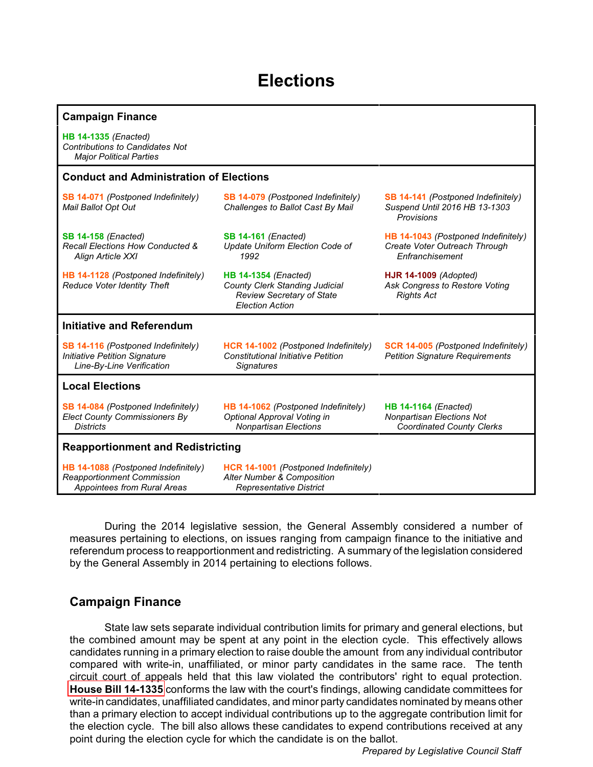# Elections

| Campaign Finance | | |
|---|---|---|
| **HB 14-1335** *(Enacted)* *Contributions to Candidates Not Major Political Parties* | | |

| Conduct and Administration of Elections | | |
|---|---|---|
| **SB 14-071** *(Postponed Indefinitely)* *Mail Ballot Opt Out* | **SB 14-079** *(Postponed Indefinitely)* *Challenges to Ballot Cast By Mail* | **SB 14-141** *(Postponed Indefinitely)* *Suspend Until 2016 HB 13-1303 Provisions* |
| **SB 14-158** *(Enacted)* *Recall Elections How Conducted & Align Article XXI* | **SB 14-161** *(Enacted)* *Update Uniform Election Code of 1992* | **HB 14-1043** *(Postponed Indefinitely)* *Create Voter Outreach Through Enfranchisement* |
| **HB 14-1128** *(Postponed Indefinitely)* *Reduce Voter Identity Theft* | **HB 14-1354** *(Enacted)* *County Clerk Standing Judicial Review Secretary of State Election Action* | **HJR 14-1009** *(Adopted)* *Ask Congress to Restore Voting Rights Act* |

| Initiative and Referendum | | |
|---|---|---|
| **SB 14-116** *(Postponed Indefinitely)* *Initiative Petition Signature Line-By-Line Verification* | **HCR 14-1002** *(Postponed Indefinitely)* *Constitutional Initiative Petition Signatures* | **SCR 14-005** *(Postponed Indefinitely)* *Petition Signature Requirements* |

| Local Elections | | |
|---|---|---|
| **SB 14-084** *(Postponed Indefinitely)* *Elect County Commissioners By Districts* | **HB 14-1062** *(Postponed Indefinitely)* *Optional Approval Voting in Nonpartisan Elections* | **HB 14-1164** *(Enacted)* *Nonpartisan Elections Not Coordinated County Clerks* |

| Reapportionment and Redistricting | | |
|---|---|---|
| **HB 14-1088** *(Postponed Indefinitely)* *Reapportionment Commission Appointees from Rural Areas* | **HCR 14-1001** *(Postponed Indefinitely)* *Alter Number & Composition Representative District* | |

During the 2014 legislative session, the General Assembly considered a number of measures pertaining to elections, on issues ranging from campaign finance to the initiative and referendum process to reapportionment and redistricting. A summary of the legislation considered by the General Assembly in 2014 pertaining to elections follows.

## Campaign Finance

State law sets separate individual contribution limits for primary and general elections, but the combined amount may be spent at any point in the election cycle. This effectively allows candidates running in a primary election to raise double the amount from any individual contributor compared with write-in, unaffiliated, or minor party candidates in the same race. The tenth circuit court of appeals held that this law violated the contributors' right to equal protection. **House Bill 14-1335** conforms the law with the court's findings, allowing candidate committees for write-in candidates, unaffiliated candidates, and minor party candidates nominated by means other than a primary election to accept individual contributions up to the aggregate contribution limit for the election cycle. The bill also allows these candidates to expend contributions received at any point during the election cycle for which the candidate is on the ballot.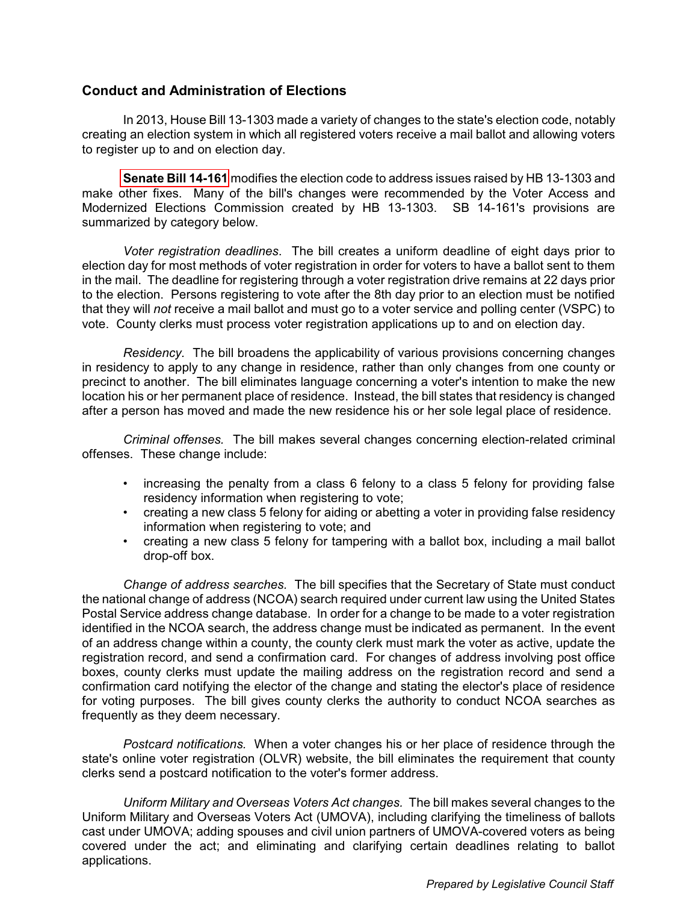## Conduct and Administration of Elections

In 2013, House Bill 13-1303 made a variety of changes to the state's election code, notably creating an election system in which all registered voters receive a mail ballot and allowing voters to register up to and on election day.

**Senate Bill 14-161** modifies the election code to address issues raised by HB 13-1303 and make other fixes. Many of the bill's changes were recommended by the Voter Access and Modernized Elections Commission created by HB 13-1303. SB 14-161's provisions are summarized by category below.

*Voter registration deadlines*. The bill creates a uniform deadline of eight days prior to election day for most methods of voter registration in order for voters to have a ballot sent to them in the mail. The deadline for registering through a voter registration drive remains at 22 days prior to the election. Persons registering to vote after the 8th day prior to an election must be notified that they will *not* receive a mail ballot and must go to a voter service and polling center (VSPC) to vote. County clerks must process voter registration applications up to and on election day.

*Residency.* The bill broadens the applicability of various provisions concerning changes in residency to apply to any change in residence, rather than only changes from one county or precinct to another. The bill eliminates language concerning a voter's intention to make the new location his or her permanent place of residence. Instead, the bill states that residency is changed after a person has moved and made the new residence his or her sole legal place of residence.

*Criminal offenses.* The bill makes several changes concerning election-related criminal offenses. These change include:

- increasing the penalty from a class 6 felony to a class 5 felony for providing false residency information when registering to vote;
- creating a new class 5 felony for aiding or abetting a voter in providing false residency information when registering to vote; and
- creating a new class 5 felony for tampering with a ballot box, including a mail ballot drop-off box.

*Change of address searches.* The bill specifies that the Secretary of State must conduct the national change of address (NCOA) search required under current law using the United States Postal Service address change database. In order for a change to be made to a voter registration identified in the NCOA search, the address change must be indicated as permanent. In the event of an address change within a county, the county clerk must mark the voter as active, update the registration record, and send a confirmation card. For changes of address involving post office boxes, county clerks must update the mailing address on the registration record and send a confirmation card notifying the elector of the change and stating the elector's place of residence for voting purposes. The bill gives county clerks the authority to conduct NCOA searches as frequently as they deem necessary.

*Postcard notifications.* When a voter changes his or her place of residence through the state's online voter registration (OLVR) website, the bill eliminates the requirement that county clerks send a postcard notification to the voter's former address.

*Uniform Military and Overseas Voters Act changes.* The bill makes several changes to the Uniform Military and Overseas Voters Act (UMOVA), including clarifying the timeliness of ballots cast under UMOVA; adding spouses and civil union partners of UMOVA-covered voters as being covered under the act; and eliminating and clarifying certain deadlines relating to ballot applications.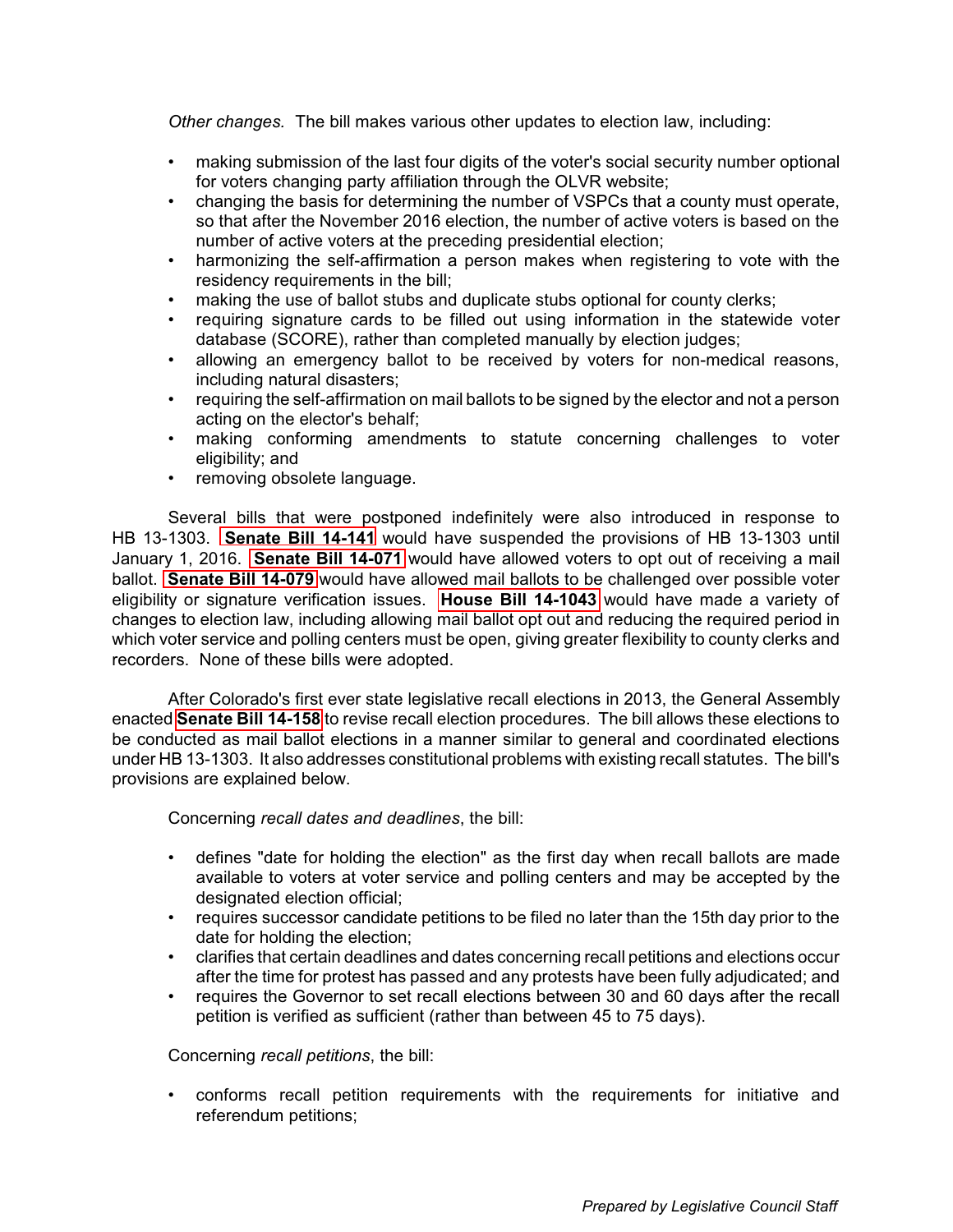*Other changes.* The bill makes various other updates to election law, including:

- making submission of the last four digits of the voter's social security number optional for voters changing party affiliation through the OLVR website;
- changing the basis for determining the number of VSPCs that a county must operate, so that after the November 2016 election, the number of active voters is based on the number of active voters at the preceding presidential election;
- harmonizing the self-affirmation a person makes when registering to vote with the residency requirements in the bill;
- making the use of ballot stubs and duplicate stubs optional for county clerks;
- requiring signature cards to be filled out using information in the statewide voter database (SCORE), rather than completed manually by election judges;
- allowing an emergency ballot to be received by voters for non-medical reasons, including natural disasters;
- requiring the self-affirmation on mail ballots to be signed by the elector and not a person acting on the elector's behalf;
- making conforming amendments to statute concerning challenges to voter eligibility; and
- removing obsolete language.

Several bills that were postponed indefinitely were also introduced in response to HB 13-1303. **Senate Bill 14-141** would have suspended the provisions of HB 13-1303 until January 1, 2016. **Senate Bill 14-071** would have allowed voters to opt out of receiving a mail ballot. **Senate Bill 14-079** would have allowed mail ballots to be challenged over possible voter eligibility or signature verification issues. **House Bill 14-1043** would have made a variety of changes to election law, including allowing mail ballot opt out and reducing the required period in which voter service and polling centers must be open, giving greater flexibility to county clerks and recorders. None of these bills were adopted.

After Colorado's first ever state legislative recall elections in 2013, the General Assembly enacted **Senate Bill 14-158** to revise recall election procedures. The bill allows these elections to be conducted as mail ballot elections in a manner similar to general and coordinated elections under HB 13-1303. It also addresses constitutional problems with existing recall statutes. The bill's provisions are explained below.

Concerning *recall dates and deadlines*, the bill:

- defines "date for holding the election" as the first day when recall ballots are made available to voters at voter service and polling centers and may be accepted by the designated election official;
- requires successor candidate petitions to be filed no later than the 15th day prior to the date for holding the election;
- clarifies that certain deadlines and dates concerning recall petitions and elections occur after the time for protest has passed and any protests have been fully adjudicated; and
- requires the Governor to set recall elections between 30 and 60 days after the recall petition is verified as sufficient (rather than between 45 to 75 days).

Concerning *recall petitions*, the bill:

- conforms recall petition requirements with the requirements for initiative and referendum petitions;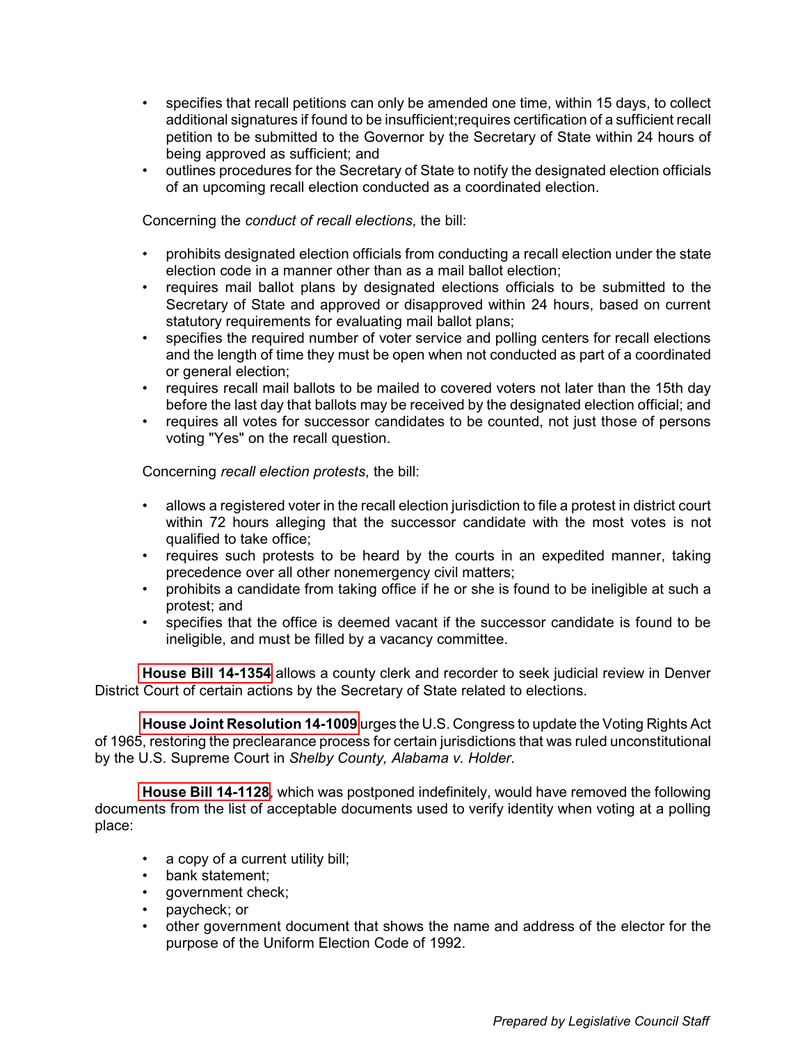- specifies that recall petitions can only be amended one time, within 15 days, to collect additional signatures if found to be insufficient;requires certification of a sufficient recall petition to be submitted to the Governor by the Secretary of State within 24 hours of being approved as sufficient; and
- outlines procedures for the Secretary of State to notify the designated election officials of an upcoming recall election conducted as a coordinated election.

Concerning the *conduct of recall elections*, the bill:

- prohibits designated election officials from conducting a recall election under the state election code in a manner other than as a mail ballot election;
- requires mail ballot plans by designated elections officials to be submitted to the Secretary of State and approved or disapproved within 24 hours, based on current statutory requirements for evaluating mail ballot plans;
- specifies the required number of voter service and polling centers for recall elections and the length of time they must be open when not conducted as part of a coordinated or general election;
- requires recall mail ballots to be mailed to covered voters not later than the 15th day before the last day that ballots may be received by the designated election official; and
- requires all votes for successor candidates to be counted, not just those of persons voting "Yes" on the recall question.

Concerning *recall election protests*, the bill:

- allows a registered voter in the recall election jurisdiction to file a protest in district court within 72 hours alleging that the successor candidate with the most votes is not qualified to take office;
- requires such protests to be heard by the courts in an expedited manner, taking precedence over all other nonemergency civil matters;
- prohibits a candidate from taking office if he or she is found to be ineligible at such a protest; and
- specifies that the office is deemed vacant if the successor candidate is found to be ineligible, and must be filled by a vacancy committee.

**House Bill 14-1354** allows a county clerk and recorder to seek judicial review in Denver District Court of certain actions by the Secretary of State related to elections.

**House Joint Resolution 14-1009** urges the U.S. Congress to update the Voting Rights Act of 1965, restoring the preclearance process for certain jurisdictions that was ruled unconstitutional by the U.S. Supreme Court in *Shelby County, Alabama v. Holder*.

**House Bill 14-1128**, which was postponed indefinitely, would have removed the following documents from the list of acceptable documents used to verify identity when voting at a polling place:

- a copy of a current utility bill;
- bank statement;
- government check;
- paycheck; or
- other government document that shows the name and address of the elector for the purpose of the Uniform Election Code of 1992.

*Prepared by Legislative Council Staff*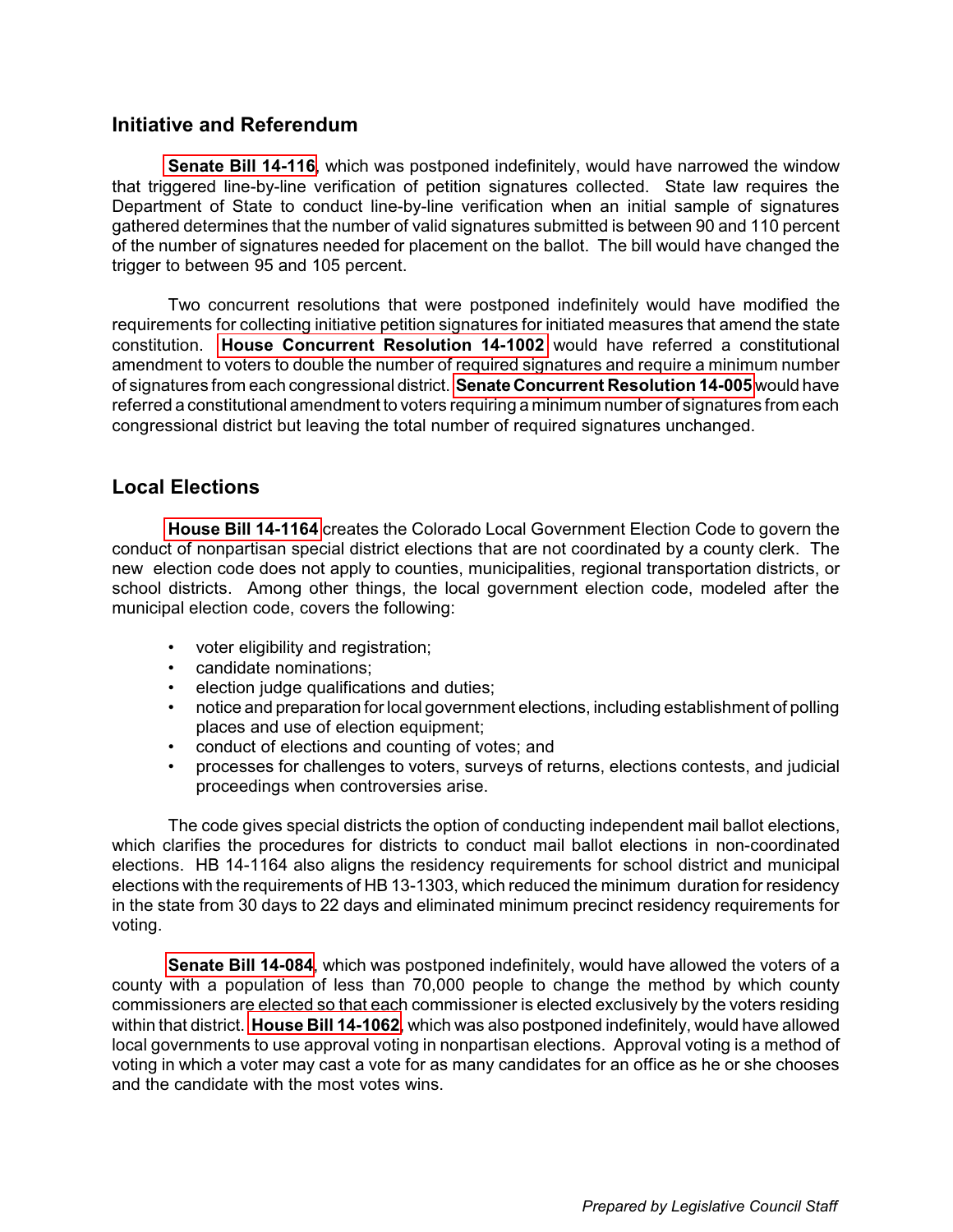## Initiative and Referendum

**Senate Bill 14-116**, which was postponed indefinitely, would have narrowed the window that triggered line-by-line verification of petition signatures collected. State law requires the Department of State to conduct line-by-line verification when an initial sample of signatures gathered determines that the number of valid signatures submitted is between 90 and 110 percent of the number of signatures needed for placement on the ballot. The bill would have changed the trigger to between 95 and 105 percent.

Two concurrent resolutions that were postponed indefinitely would have modified the requirements for collecting initiative petition signatures for initiated measures that amend the state constitution. **House Concurrent Resolution 14-1002** would have referred a constitutional amendment to voters to double the number of required signatures and require a minimum number of signatures from each congressional district. **Senate Concurrent Resolution 14-005** would have referred a constitutional amendment to voters requiring a minimum number of signatures from each congressional district but leaving the total number of required signatures unchanged.

## Local Elections

**House Bill 14-1164** creates the Colorado Local Government Election Code to govern the conduct of nonpartisan special district elections that are not coordinated by a county clerk. The new election code does not apply to counties, municipalities, regional transportation districts, or school districts. Among other things, the local government election code, modeled after the municipal election code, covers the following:

- voter eligibility and registration;
- candidate nominations;
- election judge qualifications and duties;
- notice and preparation for local government elections, including establishment of polling places and use of election equipment;
- conduct of elections and counting of votes; and
- processes for challenges to voters, surveys of returns, elections contests, and judicial proceedings when controversies arise.

The code gives special districts the option of conducting independent mail ballot elections, which clarifies the procedures for districts to conduct mail ballot elections in non-coordinated elections. HB 14-1164 also aligns the residency requirements for school district and municipal elections with the requirements of HB 13-1303, which reduced the minimum duration for residency in the state from 30 days to 22 days and eliminated minimum precinct residency requirements for voting.

**Senate Bill 14-084**, which was postponed indefinitely, would have allowed the voters of a county with a population of less than 70,000 people to change the method by which county commissioners are elected so that each commissioner is elected exclusively by the voters residing within that district. **House Bill 14-1062**, which was also postponed indefinitely, would have allowed local governments to use approval voting in nonpartisan elections. Approval voting is a method of voting in which a voter may cast a vote for as many candidates for an office as he or she chooses and the candidate with the most votes wins.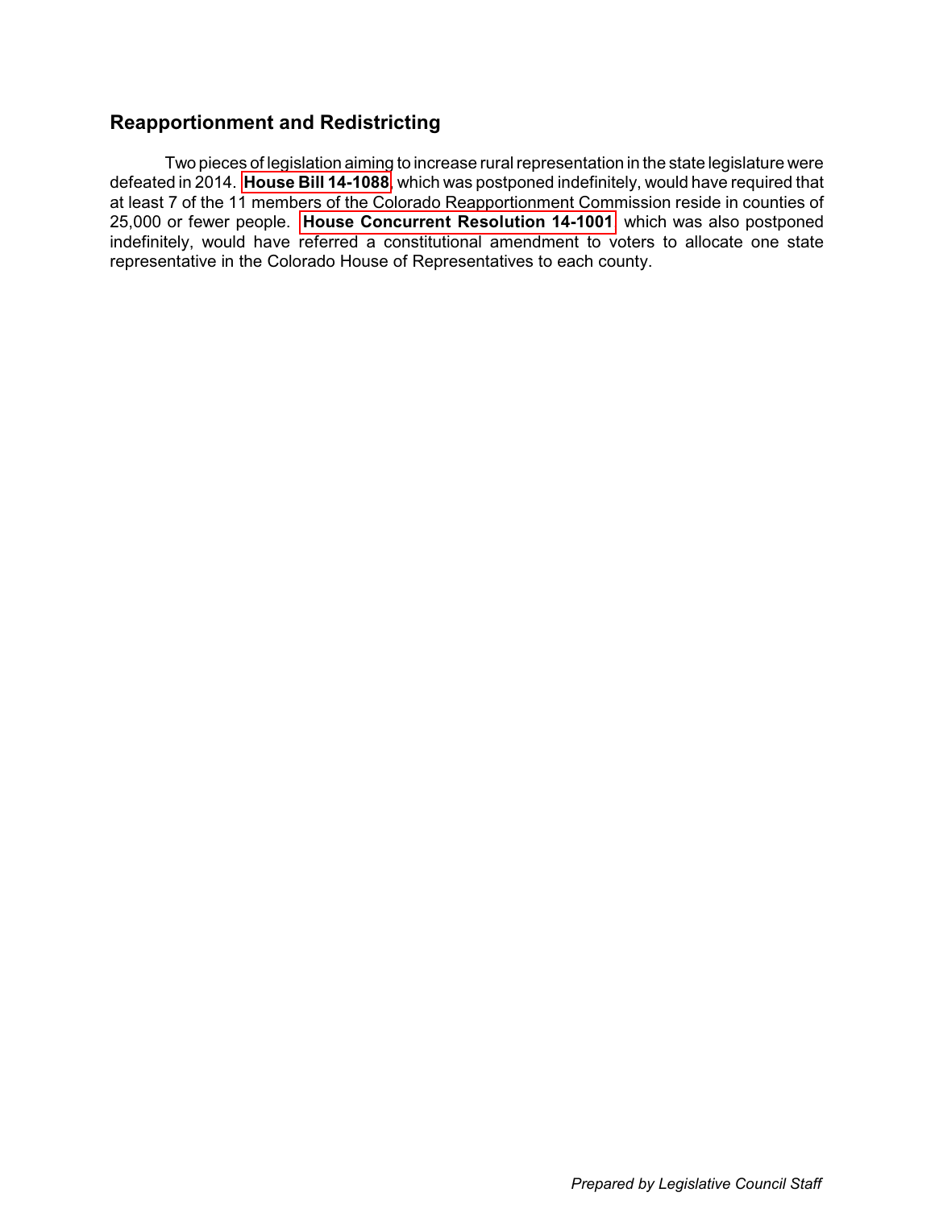## Reapportionment and Redistricting

Two pieces of legislation aiming to increase rural representation in the state legislature were defeated in 2014. **House Bill 14-1088**, which was postponed indefinitely, would have required that at least 7 of the 11 members of the Colorado Reapportionment Commission reside in counties of 25,000 or fewer people. **House Concurrent Resolution 14-1001** which was also postponed indefinitely, would have referred a constitutional amendment to voters to allocate one state representative in the Colorado House of Representatives to each county.

*Prepared by Legislative Council Staff*